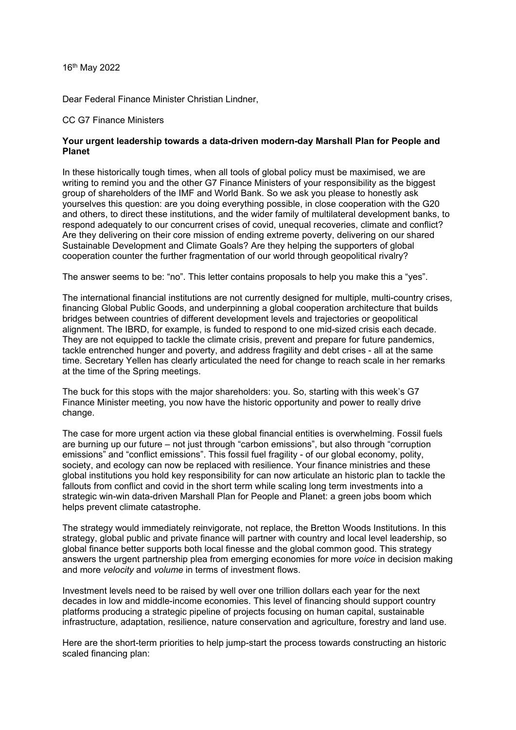16th May 2022

Dear Federal Finance Minister Christian Lindner,

CC G7 Finance Ministers

**Your urgent leadership towards a data-driven modern-day Marshall Plan for People and Planet**

In these historically tough times, when all tools of global policy must be maximised, we are writing to remind you and the other G7 Finance Ministers of your responsibility as the biggest group of shareholders of the IMF and World Bank. So we ask you please to honestly ask yourselves this question: are you doing everything possible, in close cooperation with the G20 and others, to direct these institutions, and the wider family of multilateral development banks, to respond adequately to our concurrent crises of covid, unequal recoveries, climate and conflict? Are they delivering on their core mission of ending extreme poverty, delivering on our shared Sustainable Development and Climate Goals? Are they helping the supporters of global cooperation counter the further fragmentation of our world through geopolitical rivalry?

The answer seems to be: "no". This letter contains proposals to help you make this a "yes".

The international financial institutions are not currently designed for multiple, multi-country crises, financing Global Public Goods, and underpinning a global cooperation architecture that builds bridges between countries of different development levels and trajectories or geopolitical alignment. The IBRD, for example, is funded to respond to one mid-sized crisis each decade. They are not equipped to tackle the climate crisis, prevent and prepare for future pandemics, tackle entrenched hunger and poverty, and address fragility and debt crises - all at the same time. Secretary Yellen has clearly articulated the need for change to reach scale in her remarks at the time of the Spring meetings.

The buck for this stops with the major shareholders: you. So, starting with this week's G7 Finance Minister meeting, you now have the historic opportunity and power to really drive change.

The case for more urgent action via these global financial entities is overwhelming. Fossil fuels are burning up our future – not just through "carbon emissions", but also through "corruption emissions" and "conflict emissions". This fossil fuel fragility - of our global economy, polity, society, and ecology can now be replaced with resilience. Your finance ministries and these global institutions you hold key responsibility for can now articulate an historic plan to tackle the fallouts from conflict and covid in the short term while scaling long term investments into a strategic win-win data-driven Marshall Plan for People and Planet: a green jobs boom which helps prevent climate catastrophe.

The strategy would immediately reinvigorate, not replace, the Bretton Woods Institutions. In this strategy, global public and private finance will partner with country and local level leadership, so global finance better supports both local finesse and the global common good. This strategy answers the urgent partnership plea from emerging economies for more *voice* in decision making and more *velocity* and *volume* in terms of investment flows.

Investment levels need to be raised by well over one trillion dollars each year for the next decades in low and middle-income economies. This level of financing should support country platforms producing a strategic pipeline of projects focusing on human capital, sustainable infrastructure, adaptation, resilience, nature conservation and agriculture, forestry and land use.

Here are the short-term priorities to help jump-start the process towards constructing an historic scaled financing plan: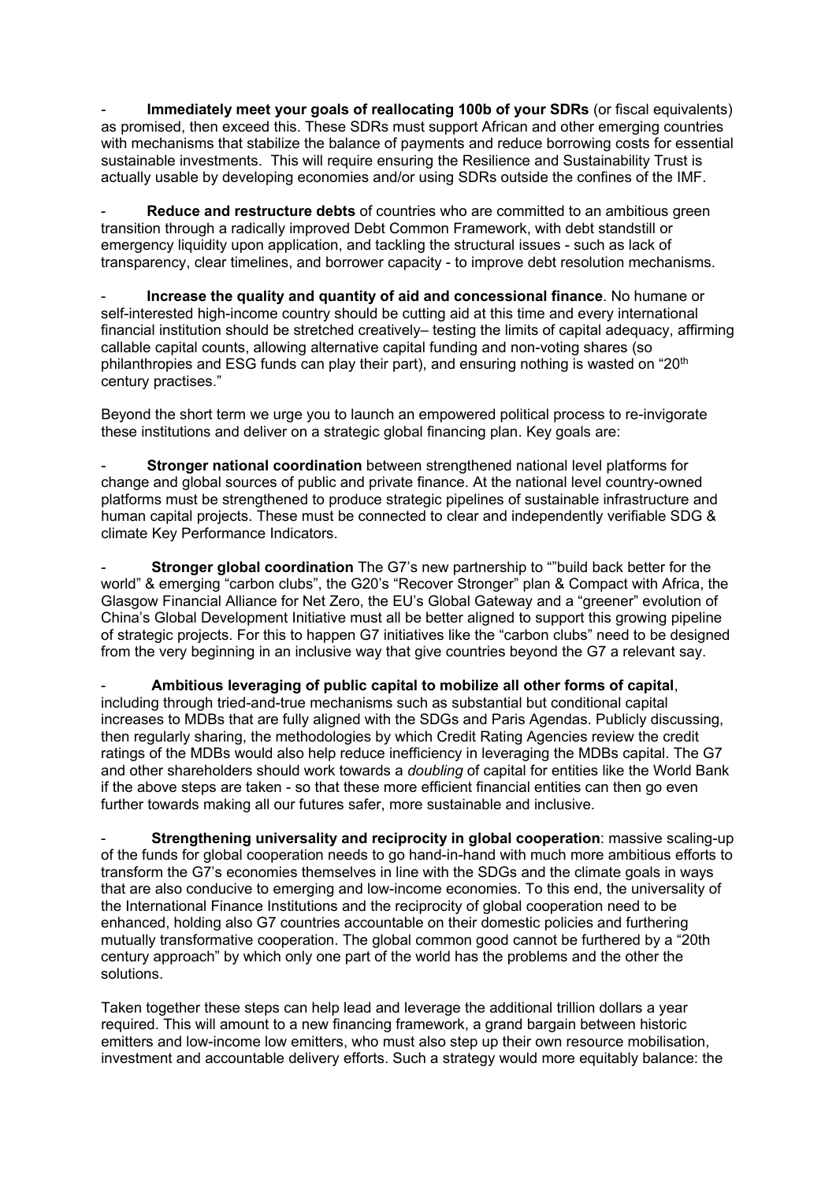- **Immediately meet your goals of reallocating 100b of your SDRs** (or fiscal equivalents) as promised, then exceed this. These SDRs must support African and other emerging countries with mechanisms that stabilize the balance of payments and reduce borrowing costs for essential sustainable investments. This will require ensuring the Resilience and Sustainability Trust is actually usable by developing economies and/or using SDRs outside the confines of the IMF.

- **Reduce and restructure debts** of countries who are committed to an ambitious green transition through a radically improved Debt Common Framework, with debt standstill or emergency liquidity upon application, and tackling the structural issues - such as lack of transparency, clear timelines, and borrower capacity - to improve debt resolution mechanisms.

- **Increase the quality and quantity of aid and concessional finance**. No humane or self-interested high-income country should be cutting aid at this time and every international financial institution should be stretched creatively– testing the limits of capital adequacy, affirming callable capital counts, allowing alternative capital funding and non-voting shares (so philanthropies and ESG funds can play their part), and ensuring nothing is wasted on "20th century practises."

Beyond the short term we urge you to launch an empowered political process to re-invigorate these institutions and deliver on a strategic global financing plan. Key goals are:

- **Stronger national coordination** between strengthened national level platforms for change and global sources of public and private finance. At the national level country-owned platforms must be strengthened to produce strategic pipelines of sustainable infrastructure and human capital projects. These must be connected to clear and independently verifiable SDG & climate Key Performance Indicators.

- **Stronger global coordination** The G7's new partnership to ""build back better for the world" & emerging "carbon clubs", the G20's "Recover Stronger" plan & Compact with Africa, the Glasgow Financial Alliance for Net Zero, the EU's Global Gateway and a "greener" evolution of China's Global Development Initiative must all be better aligned to support this growing pipeline of strategic projects. For this to happen G7 initiatives like the "carbon clubs" need to be designed from the very beginning in an inclusive way that give countries beyond the G7 a relevant say.

- **Ambitious leveraging of public capital to mobilize all other forms of capital**, including through tried-and-true mechanisms such as substantial but conditional capital increases to MDBs that are fully aligned with the SDGs and Paris Agendas. Publicly discussing, then regularly sharing, the methodologies by which Credit Rating Agencies review the credit ratings of the MDBs would also help reduce inefficiency in leveraging the MDBs capital. The G7 and other shareholders should work towards a *doubling* of capital for entities like the World Bank if the above steps are taken - so that these more efficient financial entities can then go even further towards making all our futures safer, more sustainable and inclusive.

- **Strengthening universality and reciprocity in global cooperation**: massive scaling-up of the funds for global cooperation needs to go hand-in-hand with much more ambitious efforts to transform the G7's economies themselves in line with the SDGs and the climate goals in ways that are also conducive to emerging and low-income economies. To this end, the universality of the International Finance Institutions and the reciprocity of global cooperation need to be enhanced, holding also G7 countries accountable on their domestic policies and furthering mutually transformative cooperation. The global common good cannot be furthered by a "20th century approach" by which only one part of the world has the problems and the other the solutions.

Taken together these steps can help lead and leverage the additional trillion dollars a year required. This will amount to a new financing framework, a grand bargain between historic emitters and low-income low emitters, who must also step up their own resource mobilisation, investment and accountable delivery efforts. Such a strategy would more equitably balance: the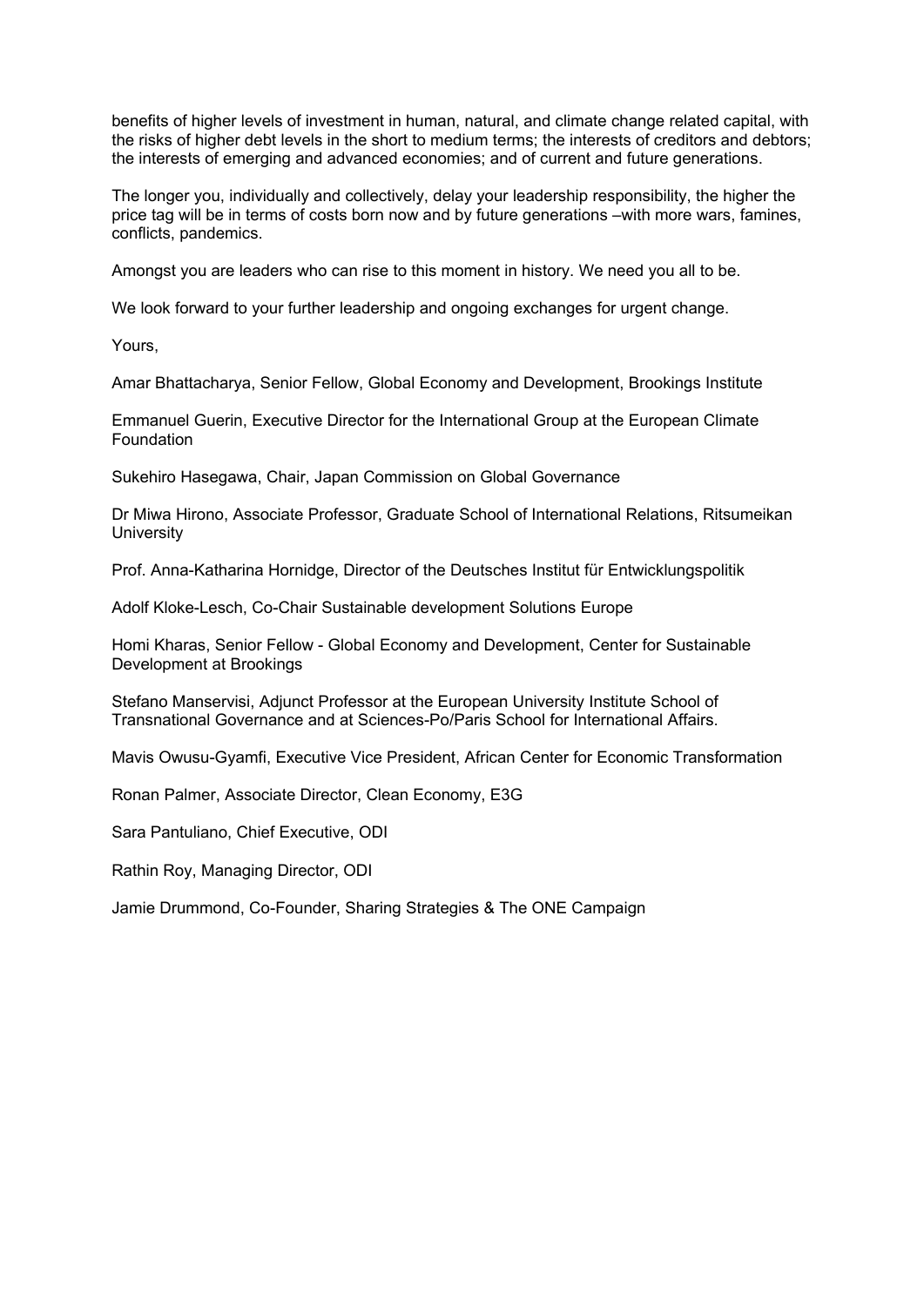benefits of higher levels of investment in human, natural, and climate change related capital, with the risks of higher debt levels in the short to medium terms; the interests of creditors and debtors; the interests of emerging and advanced economies; and of current and future generations.

The longer you, individually and collectively, delay your leadership responsibility, the higher the price tag will be in terms of costs born now and by future generations –with more wars, famines, conflicts, pandemics.

Amongst you are leaders who can rise to this moment in history. We need you all to be.

We look forward to your further leadership and ongoing exchanges for urgent change.

Yours,

Amar Bhattacharya, Senior Fellow, Global Economy and Development, Brookings Institute

Emmanuel Guerin, Executive Director for the International Group at the European Climate Foundation

Sukehiro Hasegawa, Chair, Japan Commission on Global Governance

Dr Miwa Hirono, Associate Professor, Graduate School of International Relations, Ritsumeikan University

Prof. Anna-Katharina Hornidge, Director of the Deutsches Institut für Entwicklungspolitik

Adolf Kloke-Lesch, Co-Chair Sustainable development Solutions Europe

Homi Kharas, Senior Fellow - Global Economy and Development, Center for Sustainable Development at Brookings

Stefano Manservisi, Adjunct Professor at the European University Institute School of Transnational Governance and at Sciences-Po/Paris School for International Affairs.

Mavis Owusu-Gyamfi, Executive Vice President, African Center for Economic Transformation

Ronan Palmer, Associate Director, Clean Economy, E3G

Sara Pantuliano, Chief Executive, ODI

Rathin Roy, Managing Director, ODI

Jamie Drummond, Co-Founder, Sharing Strategies & The ONE Campaign